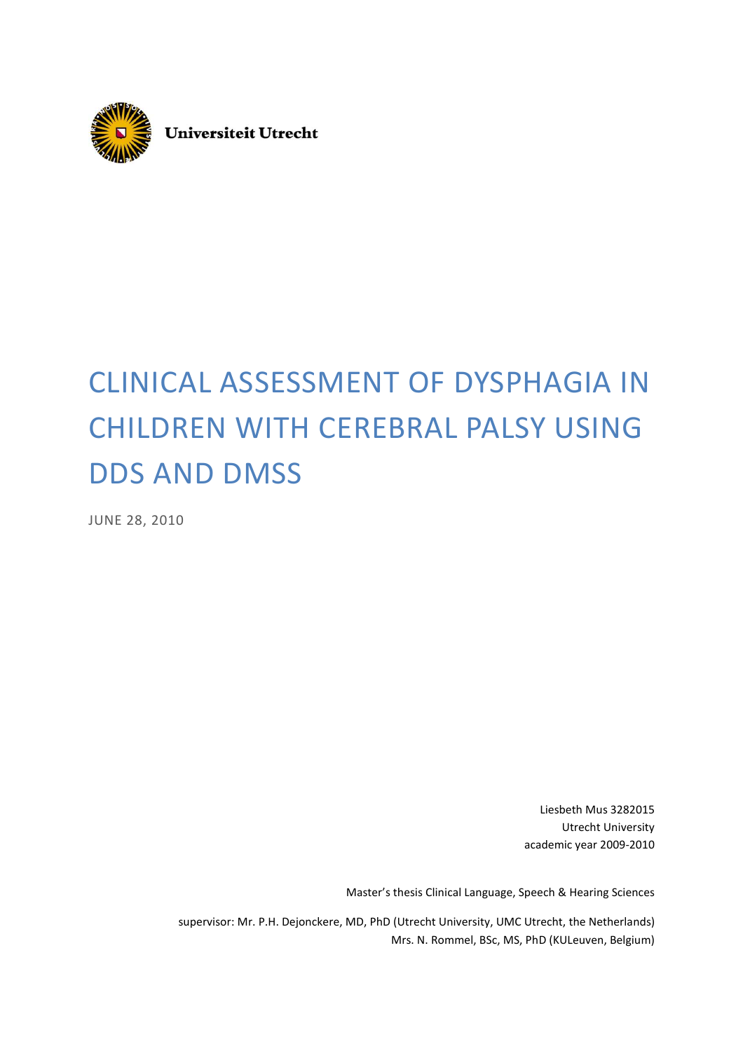Universiteit Utrecht

# CLINICAL ASSESSMENT OF DYSPHAGIA IN CHILDREN WITH CEREBRAL PALSY USING DDS AND DMSS

JUNE 28, 2010

Liesbeth Mus 3282015
Utrecht University
academic year 2009-2010

Master's thesis Clinical Language, Speech & Hearing Sciences

supervisor: Mr. P.H. Dejonckere, MD, PhD (Utrecht University, UMC Utrecht, the Netherlands)
Mrs. N. Rommel, BSc, MS, PhD (KULeuven, Belgium)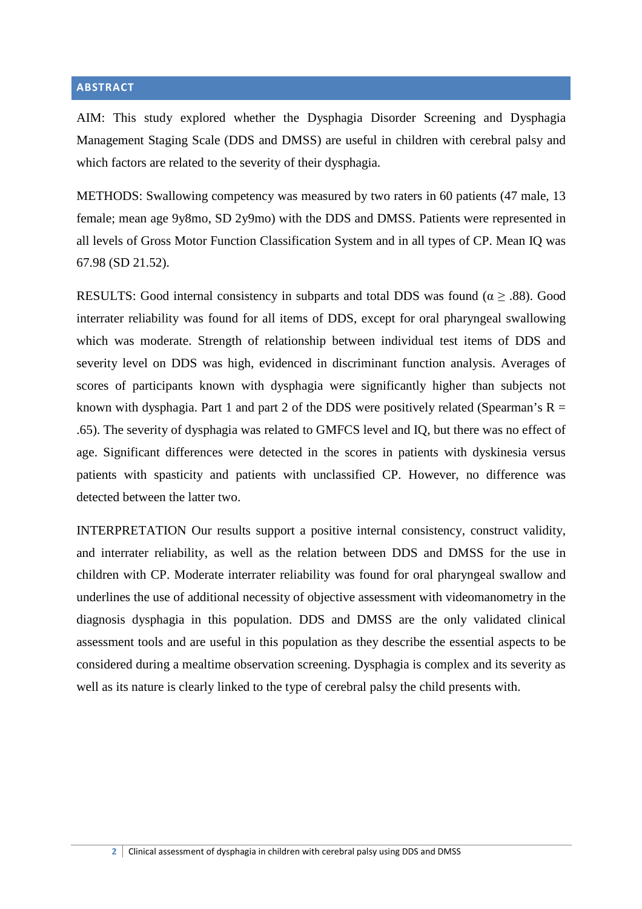## ABSTRACT

AIM: This study explored whether the Dysphagia Disorder Screening and Dysphagia Management Staging Scale (DDS and DMSS) are useful in children with cerebral palsy and which factors are related to the severity of their dysphagia.

METHODS: Swallowing competency was measured by two raters in 60 patients (47 male, 13 female; mean age 9y8mo, SD 2y9mo) with the DDS and DMSS. Patients were represented in all levels of Gross Motor Function Classification System and in all types of CP. Mean IQ was 67.98 (SD 21.52).

RESULTS: Good internal consistency in subparts and total DDS was found ($\alpha \geq .88$). Good interrater reliability was found for all items of DDS, except for oral pharyngeal swallowing which was moderate. Strength of relationship between individual test items of DDS and severity level on DDS was high, evidenced in discriminant function analysis. Averages of scores of participants known with dysphagia were significantly higher than subjects not known with dysphagia. Part 1 and part 2 of the DDS were positively related (Spearman's R = .65). The severity of dysphagia was related to GMFCS level and IQ, but there was no effect of age. Significant differences were detected in the scores in patients with dyskinesia versus patients with spasticity and patients with unclassified CP. However, no difference was detected between the latter two.

INTERPRETATION Our results support a positive internal consistency, construct validity, and interrater reliability, as well as the relation between DDS and DMSS for the use in children with CP. Moderate interrater reliability was found for oral pharyngeal swallow and underlines the use of additional necessity of objective assessment with videomanometry in the diagnosis dysphagia in this population. DDS and DMSS are the only validated clinical assessment tools and are useful in this population as they describe the essential aspects to be considered during a mealtime observation screening. Dysphagia is complex and its severity as well as its nature is clearly linked to the type of cerebral palsy the child presents with.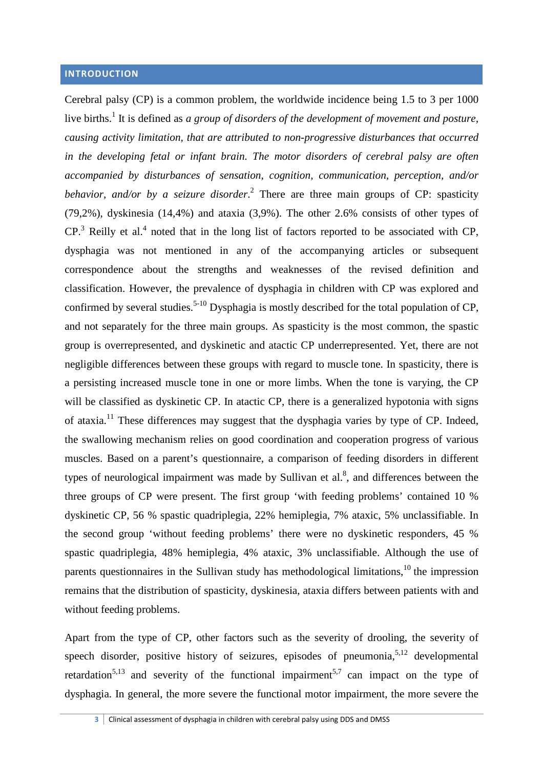## INTRODUCTION

Cerebral palsy (CP) is a common problem, the worldwide incidence being 1.5 to 3 per 1000 live births.[1] It is defined as *a group of disorders of the development of movement and posture, causing activity limitation, that are attributed to non-progressive disturbances that occurred in the developing fetal or infant brain. The motor disorders of cerebral palsy are often accompanied by disturbances of sensation, cognition, communication, perception, and/or behavior, and/or by a seizure disorder*.[2] There are three main groups of CP: spasticity (79,2%), dyskinesia (14,4%) and ataxia (3,9%). The other 2.6% consists of other types of CP.[3] Reilly et al.[4] noted that in the long list of factors reported to be associated with CP, dysphagia was not mentioned in any of the accompanying articles or subsequent correspondence about the strengths and weaknesses of the revised definition and classification. However, the prevalence of dysphagia in children with CP was explored and confirmed by several studies.[5-10] Dysphagia is mostly described for the total population of CP, and not separately for the three main groups. As spasticity is the most common, the spastic group is overrepresented, and dyskinetic and atactic CP underrepresented. Yet, there are not negligible differences between these groups with regard to muscle tone. In spasticity, there is a persisting increased muscle tone in one or more limbs. When the tone is varying, the CP will be classified as dyskinetic CP. In atactic CP, there is a generalized hypotonia with signs of ataxia.[11] These differences may suggest that the dysphagia varies by type of CP. Indeed, the swallowing mechanism relies on good coordination and cooperation progress of various muscles. Based on a parent's questionnaire, a comparison of feeding disorders in different types of neurological impairment was made by Sullivan et al.[8], and differences between the three groups of CP were present. The first group 'with feeding problems' contained 10 % dyskinetic CP, 56 % spastic quadriplegia, 22% hemiplegia, 7% ataxic, 5% unclassifiable. In the second group 'without feeding problems' there were no dyskinetic responders, 45 % spastic quadriplegia, 48% hemiplegia, 4% ataxic, 3% unclassifiable. Although the use of parents questionnaires in the Sullivan study has methodological limitations,[10] the impression remains that the distribution of spasticity, dyskinesia, ataxia differs between patients with and without feeding problems.

Apart from the type of CP, other factors such as the severity of drooling, the severity of speech disorder, positive history of seizures, episodes of pneumonia,[5,12] developmental retardation[5,13] and severity of the functional impairment[5,7] can impact on the type of dysphagia. In general, the more severe the functional motor impairment, the more severe the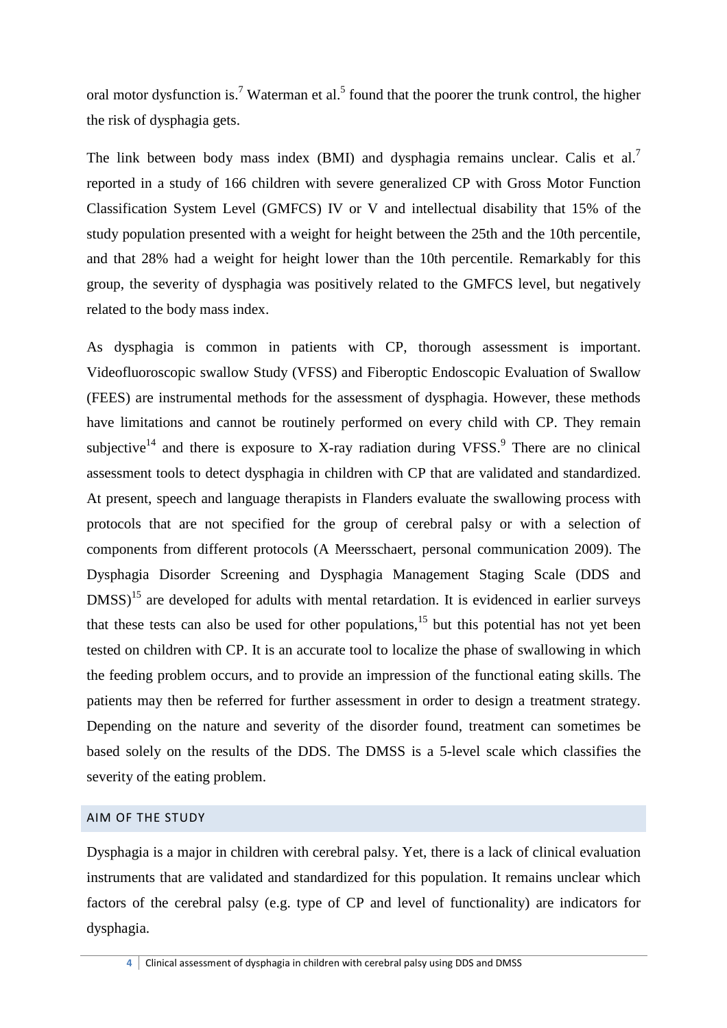oral motor dysfunction is.[7] Waterman et al.[5] found that the poorer the trunk control, the higher the risk of dysphagia gets.

The link between body mass index (BMI) and dysphagia remains unclear. Calis et al.[7] reported in a study of 166 children with severe generalized CP with Gross Motor Function Classification System Level (GMFCS) IV or V and intellectual disability that 15% of the study population presented with a weight for height between the 25th and the 10th percentile, and that 28% had a weight for height lower than the 10th percentile. Remarkably for this group, the severity of dysphagia was positively related to the GMFCS level, but negatively related to the body mass index.

As dysphagia is common in patients with CP, thorough assessment is important. Videofluoroscopic swallow Study (VFSS) and Fiberoptic Endoscopic Evaluation of Swallow (FEES) are instrumental methods for the assessment of dysphagia. However, these methods have limitations and cannot be routinely performed on every child with CP. They remain subjective[14] and there is exposure to X-ray radiation during VFSS.[9] There are no clinical assessment tools to detect dysphagia in children with CP that are validated and standardized. At present, speech and language therapists in Flanders evaluate the swallowing process with protocols that are not specified for the group of cerebral palsy or with a selection of components from different protocols (A Meersschaert, personal communication 2009). The Dysphagia Disorder Screening and Dysphagia Management Staging Scale (DDS and DMSS)[15] are developed for adults with mental retardation. It is evidenced in earlier surveys that these tests can also be used for other populations,[15] but this potential has not yet been tested on children with CP. It is an accurate tool to localize the phase of swallowing in which the feeding problem occurs, and to provide an impression of the functional eating skills. The patients may then be referred for further assessment in order to design a treatment strategy. Depending on the nature and severity of the disorder found, treatment can sometimes be based solely on the results of the DDS. The DMSS is a 5-level scale which classifies the severity of the eating problem.

## AIM OF THE STUDY

Dysphagia is a major in children with cerebral palsy. Yet, there is a lack of clinical evaluation instruments that are validated and standardized for this population. It remains unclear which factors of the cerebral palsy (e.g. type of CP and level of functionality) are indicators for dysphagia.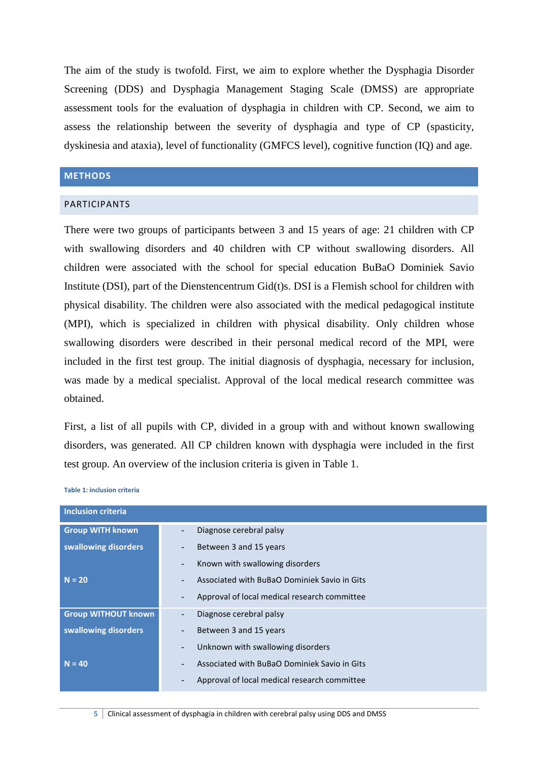The aim of the study is twofold. First, we aim to explore whether the Dysphagia Disorder Screening (DDS) and Dysphagia Management Staging Scale (DMSS) are appropriate assessment tools for the evaluation of dysphagia in children with CP. Second, we aim to assess the relationship between the severity of dysphagia and type of CP (spasticity, dyskinesia and ataxia), level of functionality (GMFCS level), cognitive function (IQ) and age.

## METHODS

### PARTICIPANTS

There were two groups of participants between 3 and 15 years of age: 21 children with CP with swallowing disorders and 40 children with CP without swallowing disorders. All children were associated with the school for special education BuBaO Dominiek Savio Institute (DSI), part of the Dienstencentrum Gid(t)s. DSI is a Flemish school for children with physical disability. The children were also associated with the medical pedagogical institute (MPI), which is specialized in children with physical disability. Only children whose swallowing disorders were described in their personal medical record of the MPI, were included in the first test group. The initial diagnosis of dysphagia, necessary for inclusion, was made by a medical specialist. Approval of the local medical research committee was obtained.

First, a list of all pupils with CP, divided in a group with and without known swallowing disorders, was generated. All CP children known with dysphagia were included in the first test group. An overview of the inclusion criteria is given in Table 1.

Table 1: inclusion criteria

| Inclusion criteria | |
|---|---|
| **Group WITH known swallowing disorders**<br>**N = 20** | - Diagnose cerebral palsy<br>- Between 3 and 15 years<br>- Known with swallowing disorders<br>- Associated with BuBaO Dominiek Savio in Gits<br>- Approval of local medical research committee |
| **Group WITHOUT known swallowing disorders**<br>**N = 40** | - Diagnose cerebral palsy<br>- Between 3 and 15 years<br>- Unknown with swallowing disorders<br>- Associated with BuBaO Dominiek Savio in Gits<br>- Approval of local medical research committee |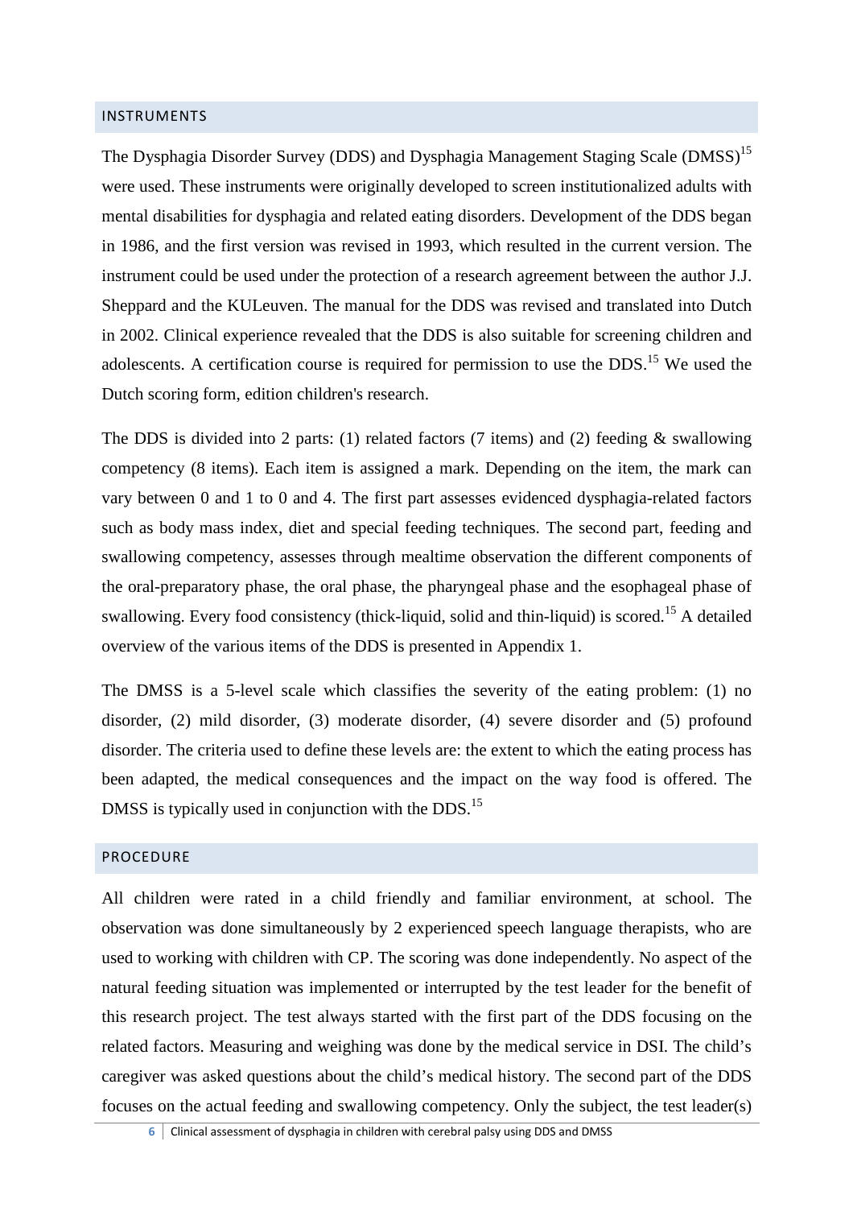## INSTRUMENTS

The Dysphagia Disorder Survey (DDS) and Dysphagia Management Staging Scale (DMSS)[15] were used. These instruments were originally developed to screen institutionalized adults with mental disabilities for dysphagia and related eating disorders. Development of the DDS began in 1986, and the first version was revised in 1993, which resulted in the current version. The instrument could be used under the protection of a research agreement between the author J.J. Sheppard and the KULeuven. The manual for the DDS was revised and translated into Dutch in 2002. Clinical experience revealed that the DDS is also suitable for screening children and adolescents. A certification course is required for permission to use the DDS.[15] We used the Dutch scoring form, edition children's research.

The DDS is divided into 2 parts: (1) related factors (7 items) and (2) feeding & swallowing competency (8 items). Each item is assigned a mark. Depending on the item, the mark can vary between 0 and 1 to 0 and 4. The first part assesses evidenced dysphagia-related factors such as body mass index, diet and special feeding techniques. The second part, feeding and swallowing competency, assesses through mealtime observation the different components of the oral-preparatory phase, the oral phase, the pharyngeal phase and the esophageal phase of swallowing. Every food consistency (thick-liquid, solid and thin-liquid) is scored.[15] A detailed overview of the various items of the DDS is presented in Appendix 1.

The DMSS is a 5-level scale which classifies the severity of the eating problem: (1) no disorder, (2) mild disorder, (3) moderate disorder, (4) severe disorder and (5) profound disorder. The criteria used to define these levels are: the extent to which the eating process has been adapted, the medical consequences and the impact on the way food is offered. The DMSS is typically used in conjunction with the DDS.[15]

## PROCEDURE

All children were rated in a child friendly and familiar environment, at school. The observation was done simultaneously by 2 experienced speech language therapists, who are used to working with children with CP. The scoring was done independently. No aspect of the natural feeding situation was implemented or interrupted by the test leader for the benefit of this research project. The test always started with the first part of the DDS focusing on the related factors. Measuring and weighing was done by the medical service in DSI. The child's caregiver was asked questions about the child's medical history. The second part of the DDS focuses on the actual feeding and swallowing competency. Only the subject, the test leader(s)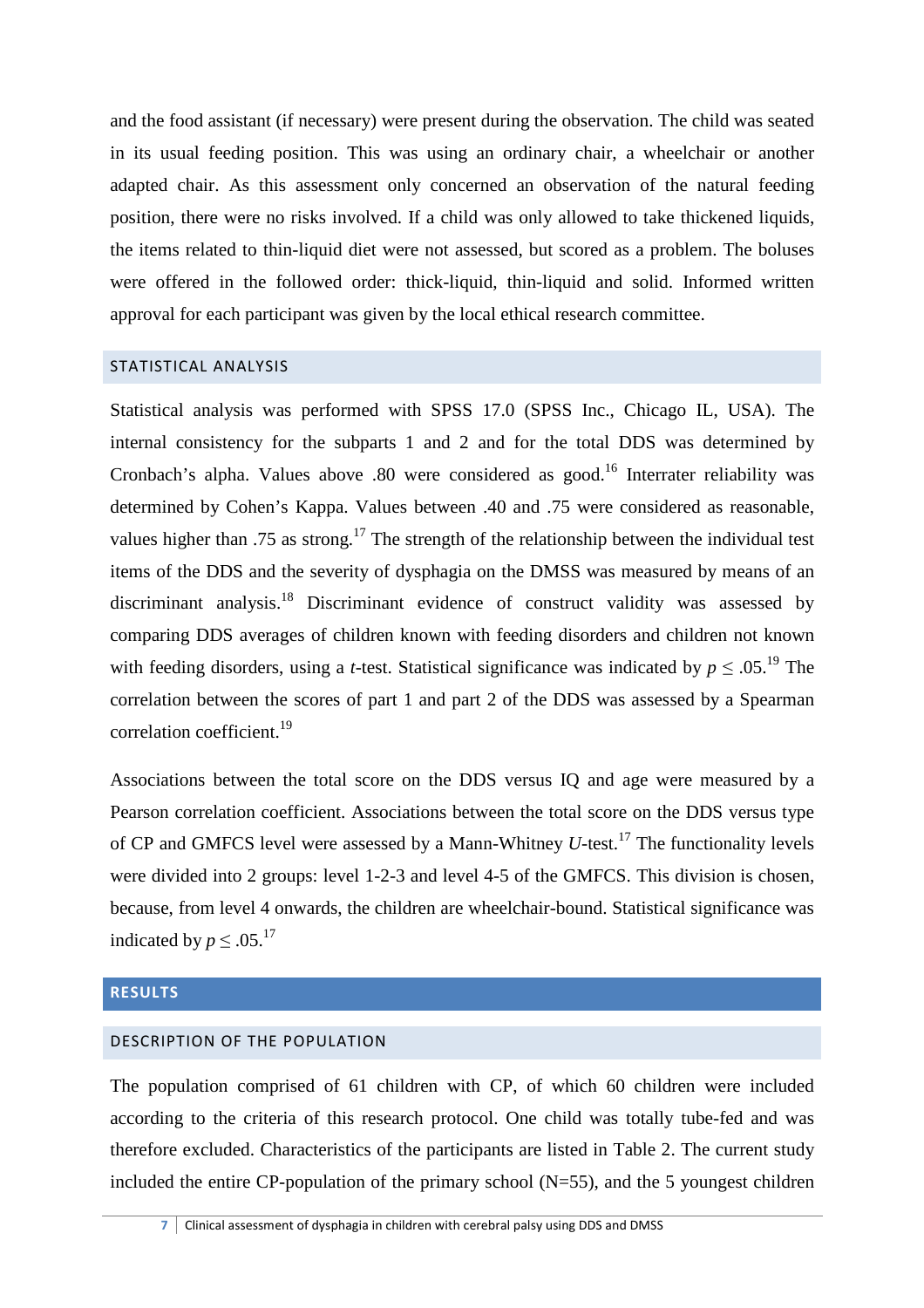and the food assistant (if necessary) were present during the observation. The child was seated in its usual feeding position. This was using an ordinary chair, a wheelchair or another adapted chair. As this assessment only concerned an observation of the natural feeding position, there were no risks involved. If a child was only allowed to take thickened liquids, the items related to thin-liquid diet were not assessed, but scored as a problem. The boluses were offered in the followed order: thick-liquid, thin-liquid and solid. Informed written approval for each participant was given by the local ethical research committee.

### STATISTICAL ANALYSIS

Statistical analysis was performed with SPSS 17.0 (SPSS Inc., Chicago IL, USA). The internal consistency for the subparts 1 and 2 and for the total DDS was determined by Cronbach's alpha. Values above .80 were considered as good.[16] Interrater reliability was determined by Cohen's Kappa. Values between .40 and .75 were considered as reasonable, values higher than .75 as strong.[17] The strength of the relationship between the individual test items of the DDS and the severity of dysphagia on the DMSS was measured by means of an discriminant analysis.[18] Discriminant evidence of construct validity was assessed by comparing DDS averages of children known with feeding disorders and children not known with feeding disorders, using a *t*-test. Statistical significance was indicated by $p \leq .05$.[19] The correlation between the scores of part 1 and part 2 of the DDS was assessed by a Spearman correlation coefficient.[19]

Associations between the total score on the DDS versus IQ and age were measured by a Pearson correlation coefficient. Associations between the total score on the DDS versus type of CP and GMFCS level were assessed by a Mann-Whitney *U*-test.[17] The functionality levels were divided into 2 groups: level 1-2-3 and level 4-5 of the GMFCS. This division is chosen, because, from level 4 onwards, the children are wheelchair-bound. Statistical significance was indicated by $p \leq .05$.[17]

## RESULTS

### DESCRIPTION OF THE POPULATION

The population comprised of 61 children with CP, of which 60 children were included according to the criteria of this research protocol. One child was totally tube-fed and was therefore excluded. Characteristics of the participants are listed in Table 2. The current study included the entire CP-population of the primary school (N=55), and the 5 youngest children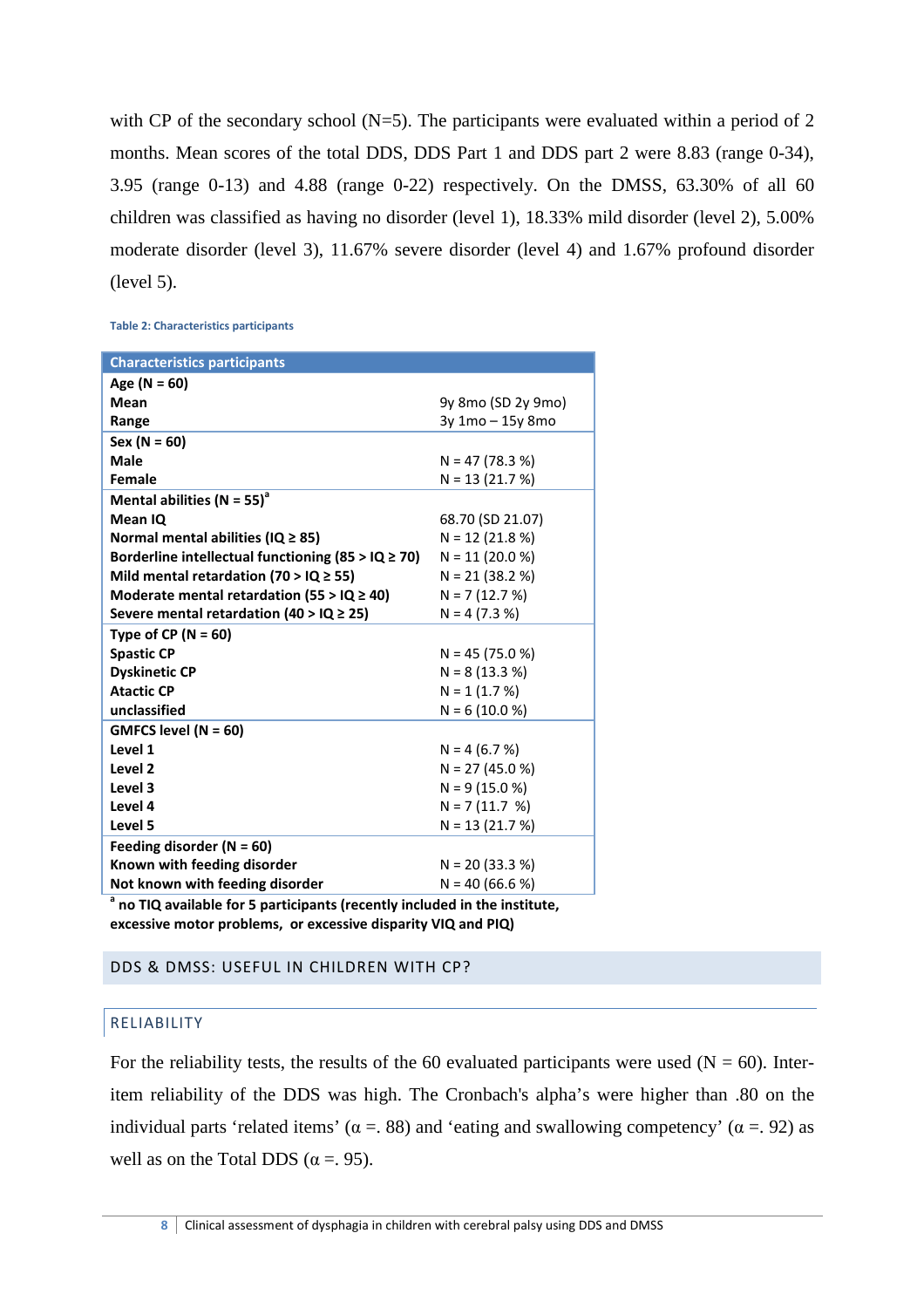with CP of the secondary school (N=5). The participants were evaluated within a period of 2 months. Mean scores of the total DDS, DDS Part 1 and DDS part 2 were 8.83 (range 0-34), 3.95 (range 0-13) and 4.88 (range 0-22) respectively. On the DMSS, 63.30% of all 60 children was classified as having no disorder (level 1), 18.33% mild disorder (level 2), 5.00% moderate disorder (level 3), 11.67% severe disorder (level 4) and 1.67% profound disorder (level 5).

Table 2: Characteristics participants

| Characteristics participants | |
|---|---|
| **Age (N = 60)** | |
| **Mean** | 9y 8mo (SD 2y 9mo) |
| **Range** | 3y 1mo – 15y 8mo |
| **Sex (N = 60)** | |
| **Male** | N = 47 (78.3 %) |
| **Female** | N = 13 (21.7 %) |
| **Mental abilities (N = 55)**[a] | |
| **Mean IQ** | 68.70 (SD 21.07) |
| **Normal mental abilities (IQ ≥ 85)** | N = 12 (21.8 %) |
| **Borderline intellectual functioning (85 > IQ ≥ 70)** | N = 11 (20.0 %) |
| **Mild mental retardation (70 > IQ ≥ 55)** | N = 21 (38.2 %) |
| **Moderate mental retardation (55 > IQ ≥ 40)** | N = 7 (12.7 %) |
| **Severe mental retardation (40 > IQ ≥ 25)** | N = 4 (7.3 %) |
| **Type of CP (N = 60)** | |
| **Spastic CP** | N = 45 (75.0 %) |
| **Dyskinetic CP** | N = 8 (13.3 %) |
| **Atactic CP** | N = 1 (1.7 %) |
| **unclassified** | N = 6 (10.0 %) |
| **GMFCS level (N = 60)** | |
| **Level 1** | N = 4 (6.7 %) |
| **Level 2** | N = 27 (45.0 %) |
| **Level 3** | N = 9 (15.0 %) |
| **Level 4** | N = 7 (11.7 %) |
| **Level 5** | N = 13 (21.7 %) |
| **Feeding disorder (N = 60)** | |
| **Known with feeding disorder** | N = 20 (33.3 %) |
| **Not known with feeding disorder** | N = 40 (66.6 %) |

**[a] no TIQ available for 5 participants (recently included in the institute, excessive motor problems, or excessive disparity VIQ and PIQ)**

## DDS & DMSS: USEFUL IN CHILDREN WITH CP?

### RELIABILITY

For the reliability tests, the results of the 60 evaluated participants were used (N = 60). Inter-item reliability of the DDS was high. The Cronbach's alpha's were higher than .80 on the individual parts 'related items' ($\alpha$ =. 88) and 'eating and swallowing competency' ($\alpha$ =. 92) as well as on the Total DDS ($\alpha$ =. 95).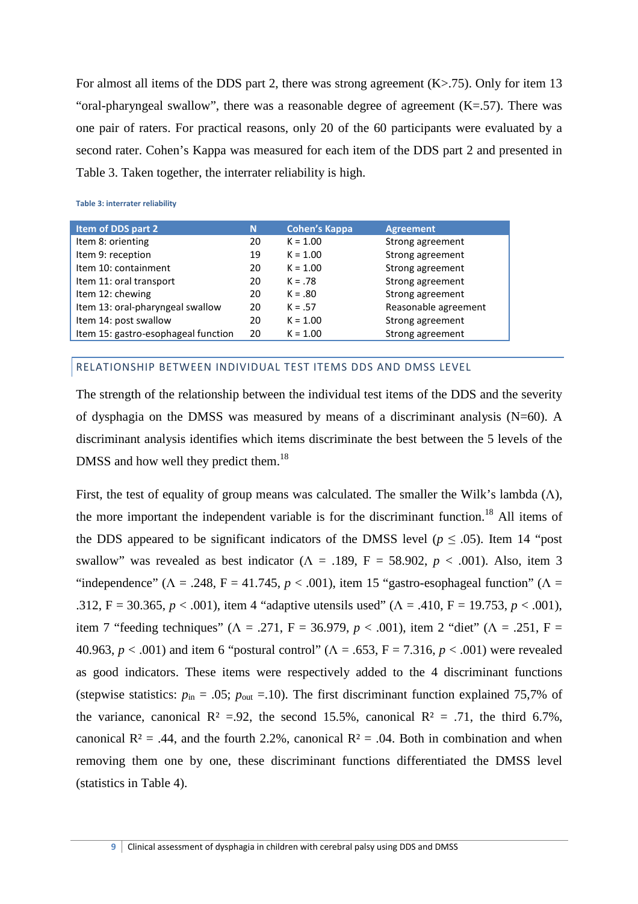For almost all items of the DDS part 2, there was strong agreement (K>.75). Only for item 13 “oral-pharyngeal swallow”, there was a reasonable degree of agreement (K=.57). There was one pair of raters. For practical reasons, only 20 of the 60 participants were evaluated by a second rater. Cohen’s Kappa was measured for each item of the DDS part 2 and presented in Table 3. Taken together, the interrater reliability is high.

**Table 3: interrater reliability**

| Item of DDS part 2 | N | Cohen’s Kappa | Agreement |
|---|---|---|---|
| Item 8: orienting | 20 | K = 1.00 | Strong agreement |
| Item 9: reception | 19 | K = 1.00 | Strong agreement |
| Item 10: containment | 20 | K = 1.00 | Strong agreement |
| Item 11: oral transport | 20 | K = .78 | Strong agreement |
| Item 12: chewing | 20 | K = .80 | Strong agreement |
| Item 13: oral-pharyngeal swallow | 20 | K = .57 | Reasonable agreement |
| Item 14: post swallow | 20 | K = 1.00 | Strong agreement |
| Item 15: gastro-esophageal function | 20 | K = 1.00 | Strong agreement |

## RELATIONSHIP BETWEEN INDIVIDUAL TEST ITEMS DDS AND DMSS LEVEL

The strength of the relationship between the individual test items of the DDS and the severity of dysphagia on the DMSS was measured by means of a discriminant analysis (N=60). A discriminant analysis identifies which items discriminate the best between the 5 levels of the DMSS and how well they predict them.[18]

First, the test of equality of group means was calculated. The smaller the Wilk’s lambda ($\Lambda$), the more important the independent variable is for the discriminant function.[18] All items of the DDS appeared to be significant indicators of the DMSS level ($p \leq .05$). Item 14 “post swallow” was revealed as best indicator ($\Lambda = .189$, F = 58.902, $p < .001$). Also, item 3 “independence” ($\Lambda = .248$, F = 41.745, $p < .001$), item 15 “gastro-esophageal function” ($\Lambda = .312$, F = 30.365, $p < .001$), item 4 “adaptive utensils used” ($\Lambda = .410$, F = 19.753, $p < .001$), item 7 “feeding techniques” ($\Lambda = .271$, F = 36.979, $p < .001$), item 2 “diet” ($\Lambda = .251$, F = 40.963, $p < .001$) and item 6 “postural control” ($\Lambda = .653$, F = 7.316, $p < .001$) were revealed as good indicators. These items were respectively added to the 4 discriminant functions (stepwise statistics: $p_{in} = .05$; $p_{out} = .10$). The first discriminant function explained 75,7% of the variance, canonical $R^2 = .92$, the second 15.5%, canonical $R^2 = .71$, the third 6.7%, canonical $R^2 = .44$, and the fourth 2.2%, canonical $R^2 = .04$. Both in combination and when removing them one by one, these discriminant functions differentiated the DMSS level (statistics in Table 4).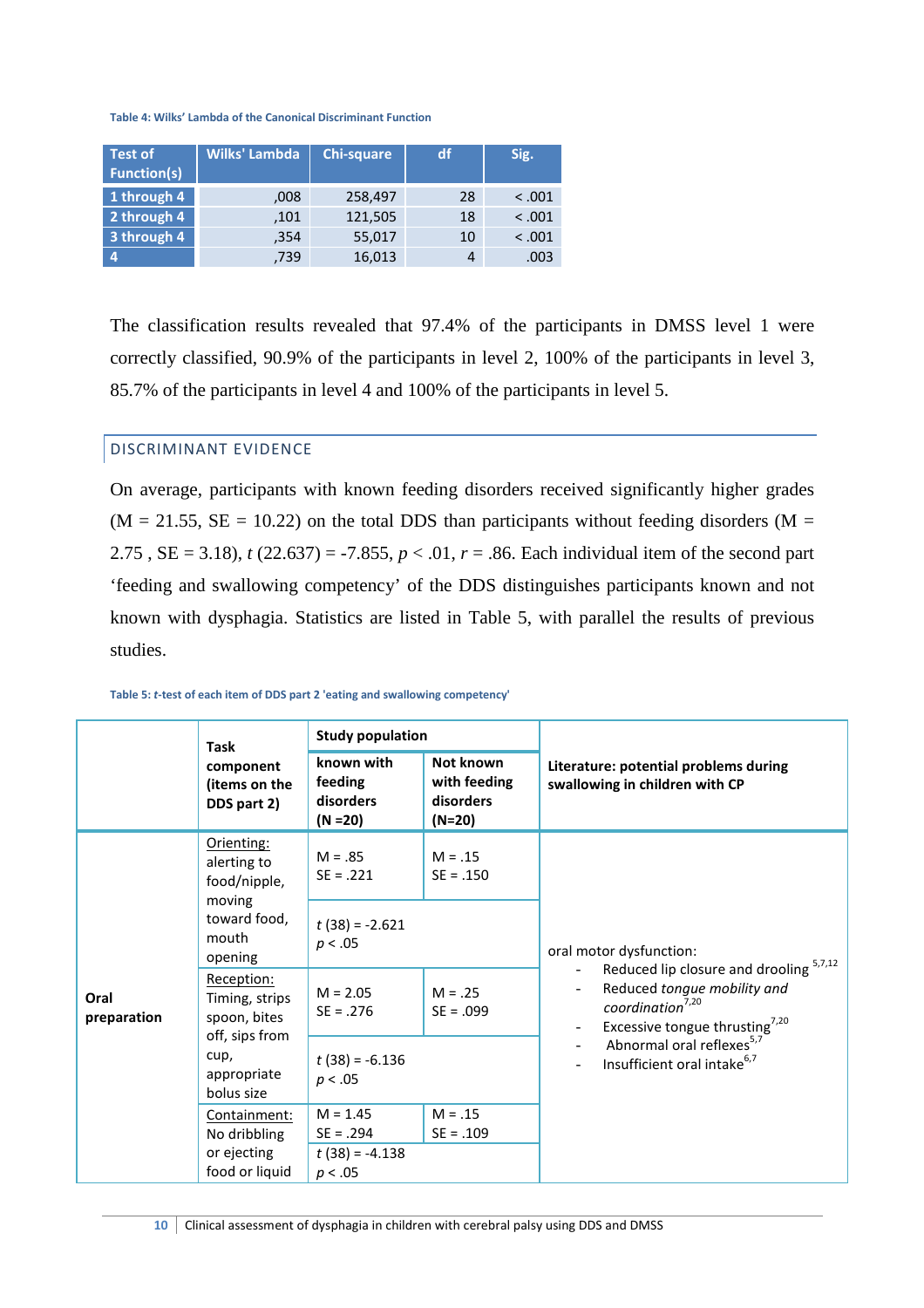Table 4: Wilks' Lambda of the Canonical Discriminant Function

| Test of Function(s) | Wilks' Lambda | Chi-square | df | Sig. |
|---|---|---|---|---|
| 1 through 4 | ,008 | 258,497 | 28 | < .001 |
| 2 through 4 | ,101 | 121,505 | 18 | < .001 |
| 3 through 4 | ,354 | 55,017 | 10 | < .001 |
| 4 | ,739 | 16,013 | 4 | .003 |

The classification results revealed that 97.4% of the participants in DMSS level 1 were correctly classified, 90.9% of the participants in level 2, 100% of the participants in level 3, 85.7% of the participants in level 4 and 100% of the participants in level 5.

## DISCRIMINANT EVIDENCE

On average, participants with known feeding disorders received significantly higher grades (M = 21.55, SE = 10.22) on the total DDS than participants without feeding disorders (M = 2.75 , SE = 3.18), $t\ (22.637) = -7.855$, $p < .01$, $r = .86$. Each individual item of the second part 'feeding and swallowing competency' of the DDS distinguishes participants known and not known with dysphagia. Statistics are listed in Table 5, with parallel the results of previous studies.

Table 5: *t*-test of each item of DDS part 2 'eating and swallowing competency'

| | Task component (items on the DDS part 2) | Study population: known with feeding disorders (N =20) | Study population: Not known with feeding disorders (N=20) | Literature: potential problems during swallowing in children with CP |
|---|---|---|---|---|
| Oral preparation | <u>Orienting:</u> alerting to food/nipple, moving toward food, mouth opening | M = .85<br>SE = .221 | M = .15<br>SE = .150 | oral motor dysfunction:<br>- Reduced lip closure and drooling [5,7,12]<br>- Reduced *tongue mobility and coordination*[7,20]<br>- Excessive tongue thrusting[7,20]<br>- Abnormal oral reflexes[5,7]<br>- Insufficient oral intake[6,7] |
| | | $t\ (38) = -2.621$<br>$p < .05$ | | |
| | <u>Reception:</u> Timing, strips spoon, bites off, sips from cup, appropriate bolus size | M = 2.05<br>SE = .276 | M = .25<br>SE = .099 | |
| | | $t\ (38) = -6.136$<br>$p < .05$ | | |
| | <u>Containment:</u> No dribbling or ejecting food or liquid | M = 1.45<br>SE = .294 | M = .15<br>SE = .109 | |
| | | $t\ (38) = -4.138$<br>$p < .05$ | | |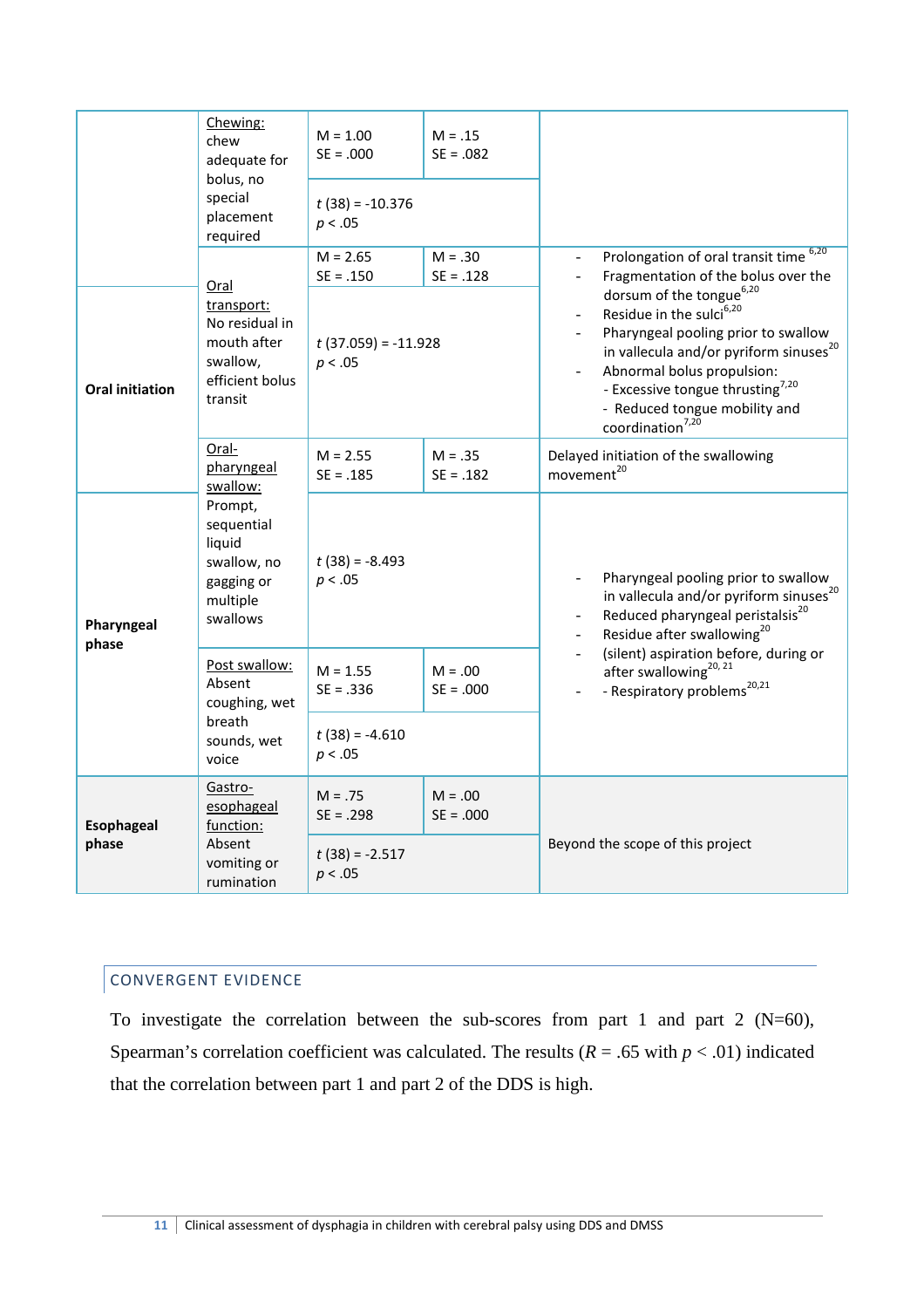| Phase | Item | M / SE (group 1) | M / SE (group 2) | Associated signs |
|---|---|---|---|---|
| | Chewing: chew adequate for bolus, no special placement required | M = 1.00<br>SE = .000 | M = .15<br>SE = .082 | |
| | | $t$ (38) = -10.376<br>$p < .05$ | | |
| Oral initiation | Oral transport: No residual in mouth after swallow, efficient bolus transit | M = 2.65<br>SE = .150 | M = .30<br>SE = .128 | - Prolongation of oral transit time [6,20]<br>- Fragmentation of the bolus over the dorsum of the tongue[6,20]<br>- Residue in the sulci[6,20]<br>- Pharyngeal pooling prior to swallow in vallecula and/or pyriform sinuses[20]<br>- Abnormal bolus propulsion:<br>- Excessive tongue thrusting[7,20]<br>- Reduced tongue mobility and coordination[7,20] |
| | | $t$ (37.059) = -11.928<br>$p < .05$ | | |
| | Oral-pharyngeal swallow: Prompt, sequential liquid swallow, no gagging or multiple swallows | M = 2.55<br>SE = .185 | M = .35<br>SE = .182 | Delayed initiation of the swallowing movement[20] |
| Pharyngeal phase | | $t$ (38) = -8.493<br>$p < .05$ | | - Pharyngeal pooling prior to swallow in vallecula and/or pyriform sinuses[20]<br>- Reduced pharyngeal peristalsis[20]<br>- Residue after swallowing[20]<br>- (silent) aspiration before, during or after swallowing[20, 21]<br>- Respiratory problems[20,21] |
| | Post swallow: Absent coughing, wet breath sounds, wet voice | M = 1.55<br>SE = .336 | M = .00<br>SE = .000 | |
| | | $t$ (38) = -4.610<br>$p < .05$ | | |
| Esophageal phase | Gastro-esophageal function: Absent vomiting or rumination | M = .75<br>SE = .298 | M = .00<br>SE = .000 | Beyond the scope of this project |
| | | $t$ (38) = -2.517<br>$p < .05$ | | |

## CONVERGENT EVIDENCE

To investigate the correlation between the sub-scores from part 1 and part 2 (N=60), Spearman's correlation coefficient was calculated. The results ($R = .65$ with $p < .01$) indicated that the correlation between part 1 and part 2 of the DDS is high.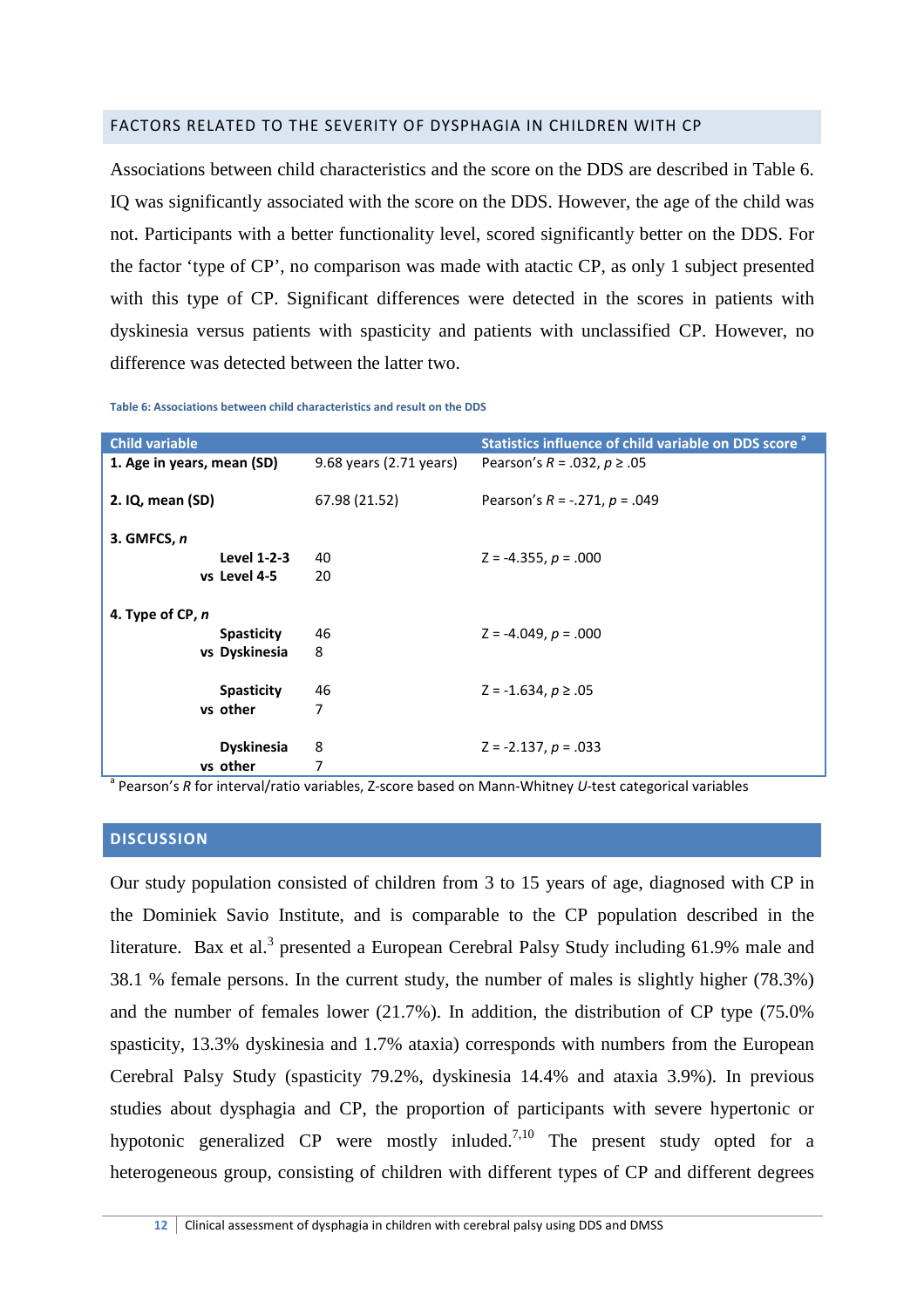## FACTORS RELATED TO THE SEVERITY OF DYSPHAGIA IN CHILDREN WITH CP

Associations between child characteristics and the score on the DDS are described in Table 6. IQ was significantly associated with the score on the DDS. However, the age of the child was not. Participants with a better functionality level, scored significantly better on the DDS. For the factor 'type of CP', no comparison was made with atactic CP, as only 1 subject presented with this type of CP. Significant differences were detected in the scores in patients with dyskinesia versus patients with spasticity and patients with unclassified CP. However, no difference was detected between the latter two.

**Table 6: Associations between child characteristics and result on the DDS**

| Child variable | | Statistics influence of child variable on DDS score [a] |
|---|---|---|
| **1. Age in years, mean (SD)** | 9.68 years (2.71 years) | Pearson's $R = .032$, $p \geq .05$ |
| **2. IQ, mean (SD)** | 67.98 (21.52) | Pearson's $R = -.271$, $p = .049$ |
| **3. GMFCS, *n*** | | |
| **Level 1-2-3** | 40 | $Z = -4.355$, $p = .000$ |
| **vs Level 4-5** | 20 | |
| **4. Type of CP, *n*** | | |
| **Spasticity** | 46 | $Z = -4.049$, $p = .000$ |
| **vs Dyskinesia** | 8 | |
| **Spasticity** | 46 | $Z = -1.634$, $p \geq .05$ |
| **vs other** | 7 | |
| **Dyskinesia** | 8 | $Z = -2.137$, $p = .033$ |
| **vs other** | 7 | |

[a] Pearson's *R* for interval/ratio variables, Z-score based on Mann-Whitney *U*-test categorical variables

## DISCUSSION

Our study population consisted of children from 3 to 15 years of age, diagnosed with CP in the Dominiek Savio Institute, and is comparable to the CP population described in the literature. Bax et al.[3] presented a European Cerebral Palsy Study including 61.9% male and 38.1 % female persons. In the current study, the number of males is slightly higher (78.3%) and the number of females lower (21.7%). In addition, the distribution of CP type (75.0% spasticity, 13.3% dyskinesia and 1.7% ataxia) corresponds with numbers from the European Cerebral Palsy Study (spasticity 79.2%, dyskinesia 14.4% and ataxia 3.9%). In previous studies about dysphagia and CP, the proportion of participants with severe hypertonic or hypotonic generalized CP were mostly inluded.[7,10] The present study opted for a heterogeneous group, consisting of children with different types of CP and different degrees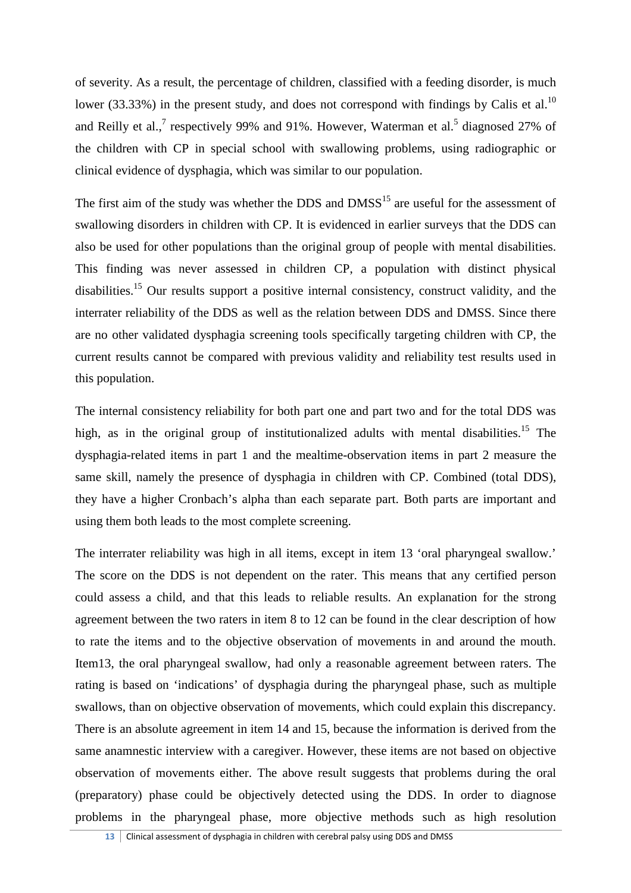of severity. As a result, the percentage of children, classified with a feeding disorder, is much lower (33.33%) in the present study, and does not correspond with findings by Calis et al.[10] and Reilly et al.,[7] respectively 99% and 91%. However, Waterman et al.[5] diagnosed 27% of the children with CP in special school with swallowing problems, using radiographic or clinical evidence of dysphagia, which was similar to our population.

The first aim of the study was whether the DDS and DMSS[15] are useful for the assessment of swallowing disorders in children with CP. It is evidenced in earlier surveys that the DDS can also be used for other populations than the original group of people with mental disabilities. This finding was never assessed in children CP, a population with distinct physical disabilities.[15] Our results support a positive internal consistency, construct validity, and the interrater reliability of the DDS as well as the relation between DDS and DMSS. Since there are no other validated dysphagia screening tools specifically targeting children with CP, the current results cannot be compared with previous validity and reliability test results used in this population.

The internal consistency reliability for both part one and part two and for the total DDS was high, as in the original group of institutionalized adults with mental disabilities.[15] The dysphagia-related items in part 1 and the mealtime-observation items in part 2 measure the same skill, namely the presence of dysphagia in children with CP. Combined (total DDS), they have a higher Cronbach's alpha than each separate part. Both parts are important and using them both leads to the most complete screening.

The interrater reliability was high in all items, except in item 13 'oral pharyngeal swallow.' The score on the DDS is not dependent on the rater. This means that any certified person could assess a child, and that this leads to reliable results. An explanation for the strong agreement between the two raters in item 8 to 12 can be found in the clear description of how to rate the items and to the objective observation of movements in and around the mouth. Item13, the oral pharyngeal swallow, had only a reasonable agreement between raters. The rating is based on 'indications' of dysphagia during the pharyngeal phase, such as multiple swallows, than on objective observation of movements, which could explain this discrepancy. There is an absolute agreement in item 14 and 15, because the information is derived from the same anamnestic interview with a caregiver. However, these items are not based on objective observation of movements either. The above result suggests that problems during the oral (preparatory) phase could be objectively detected using the DDS. In order to diagnose problems in the pharyngeal phase, more objective methods such as high resolution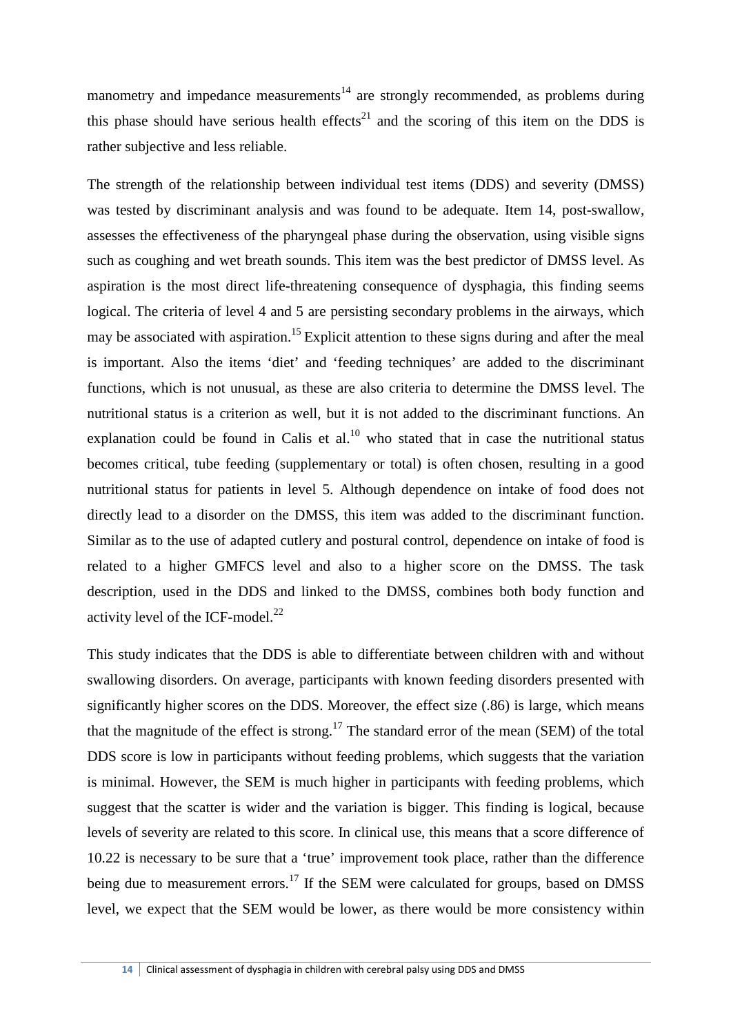manometry and impedance measurements[14] are strongly recommended, as problems during this phase should have serious health effects[21] and the scoring of this item on the DDS is rather subjective and less reliable.

The strength of the relationship between individual test items (DDS) and severity (DMSS) was tested by discriminant analysis and was found to be adequate. Item 14, post-swallow, assesses the effectiveness of the pharyngeal phase during the observation, using visible signs such as coughing and wet breath sounds. This item was the best predictor of DMSS level. As aspiration is the most direct life-threatening consequence of dysphagia, this finding seems logical. The criteria of level 4 and 5 are persisting secondary problems in the airways, which may be associated with aspiration.[15] Explicit attention to these signs during and after the meal is important. Also the items 'diet' and 'feeding techniques' are added to the discriminant functions, which is not unusual, as these are also criteria to determine the DMSS level. The nutritional status is a criterion as well, but it is not added to the discriminant functions. An explanation could be found in Calis et al.[10] who stated that in case the nutritional status becomes critical, tube feeding (supplementary or total) is often chosen, resulting in a good nutritional status for patients in level 5. Although dependence on intake of food does not directly lead to a disorder on the DMSS, this item was added to the discriminant function. Similar as to the use of adapted cutlery and postural control, dependence on intake of food is related to a higher GMFCS level and also to a higher score on the DMSS. The task description, used in the DDS and linked to the DMSS, combines both body function and activity level of the ICF-model.[22]

This study indicates that the DDS is able to differentiate between children with and without swallowing disorders. On average, participants with known feeding disorders presented with significantly higher scores on the DDS. Moreover, the effect size (.86) is large, which means that the magnitude of the effect is strong.[17] The standard error of the mean (SEM) of the total DDS score is low in participants without feeding problems, which suggests that the variation is minimal. However, the SEM is much higher in participants with feeding problems, which suggest that the scatter is wider and the variation is bigger. This finding is logical, because levels of severity are related to this score. In clinical use, this means that a score difference of 10.22 is necessary to be sure that a 'true' improvement took place, rather than the difference being due to measurement errors.[17] If the SEM were calculated for groups, based on DMSS level, we expect that the SEM would be lower, as there would be more consistency within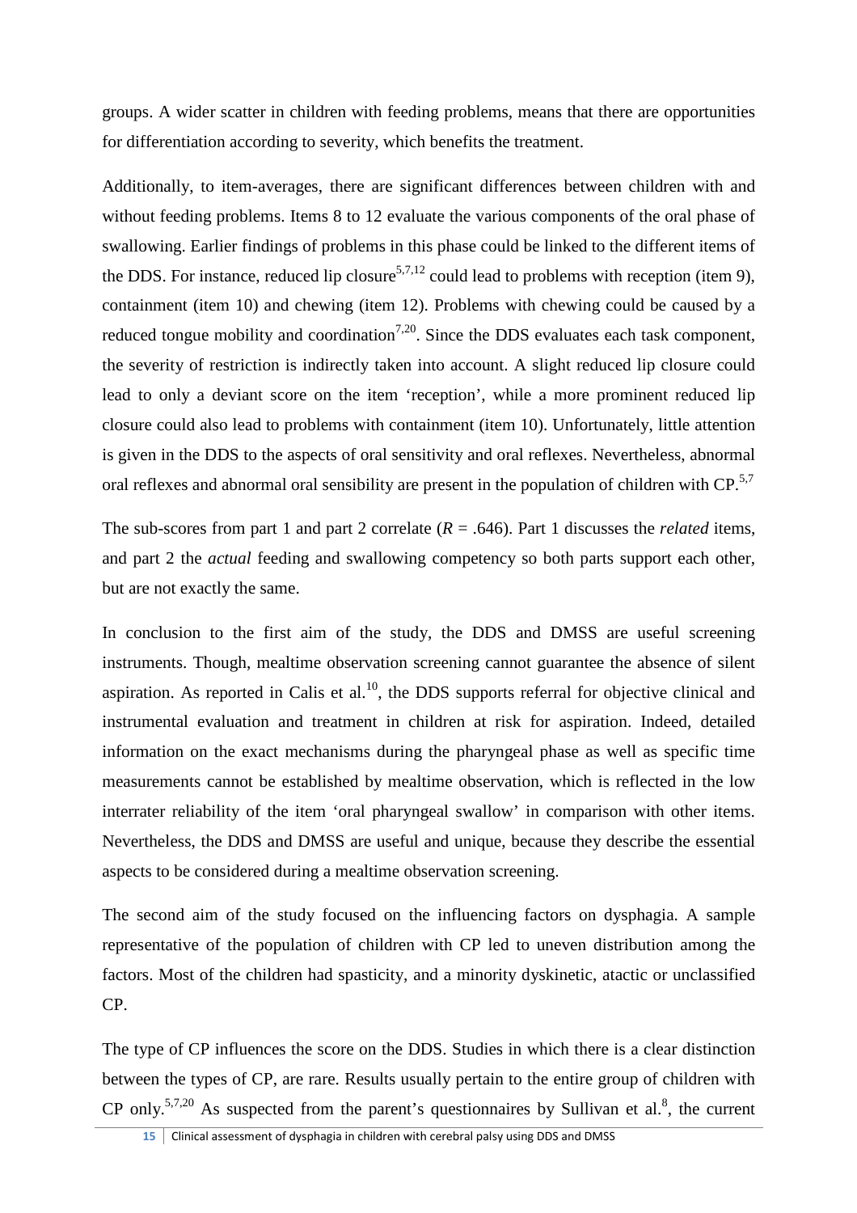groups. A wider scatter in children with feeding problems, means that there are opportunities for differentiation according to severity, which benefits the treatment.

Additionally, to item-averages, there are significant differences between children with and without feeding problems. Items 8 to 12 evaluate the various components of the oral phase of swallowing. Earlier findings of problems in this phase could be linked to the different items of the DDS. For instance, reduced lip closure[5,7,12] could lead to problems with reception (item 9), containment (item 10) and chewing (item 12). Problems with chewing could be caused by a reduced tongue mobility and coordination[7,20]. Since the DDS evaluates each task component, the severity of restriction is indirectly taken into account. A slight reduced lip closure could lead to only a deviant score on the item 'reception', while a more prominent reduced lip closure could also lead to problems with containment (item 10). Unfortunately, little attention is given in the DDS to the aspects of oral sensitivity and oral reflexes. Nevertheless, abnormal oral reflexes and abnormal oral sensibility are present in the population of children with CP.[5,7]

The sub-scores from part 1 and part 2 correlate ($R$ = .646). Part 1 discusses the *related* items, and part 2 the *actual* feeding and swallowing competency so both parts support each other, but are not exactly the same.

In conclusion to the first aim of the study, the DDS and DMSS are useful screening instruments. Though, mealtime observation screening cannot guarantee the absence of silent aspiration. As reported in Calis et al.[10], the DDS supports referral for objective clinical and instrumental evaluation and treatment in children at risk for aspiration. Indeed, detailed information on the exact mechanisms during the pharyngeal phase as well as specific time measurements cannot be established by mealtime observation, which is reflected in the low interrater reliability of the item 'oral pharyngeal swallow' in comparison with other items. Nevertheless, the DDS and DMSS are useful and unique, because they describe the essential aspects to be considered during a mealtime observation screening.

The second aim of the study focused on the influencing factors on dysphagia. A sample representative of the population of children with CP led to uneven distribution among the factors. Most of the children had spasticity, and a minority dyskinetic, atactic or unclassified CP.

The type of CP influences the score on the DDS. Studies in which there is a clear distinction between the types of CP, are rare. Results usually pertain to the entire group of children with CP only.[5,7,20] As suspected from the parent's questionnaires by Sullivan et al.[8], the current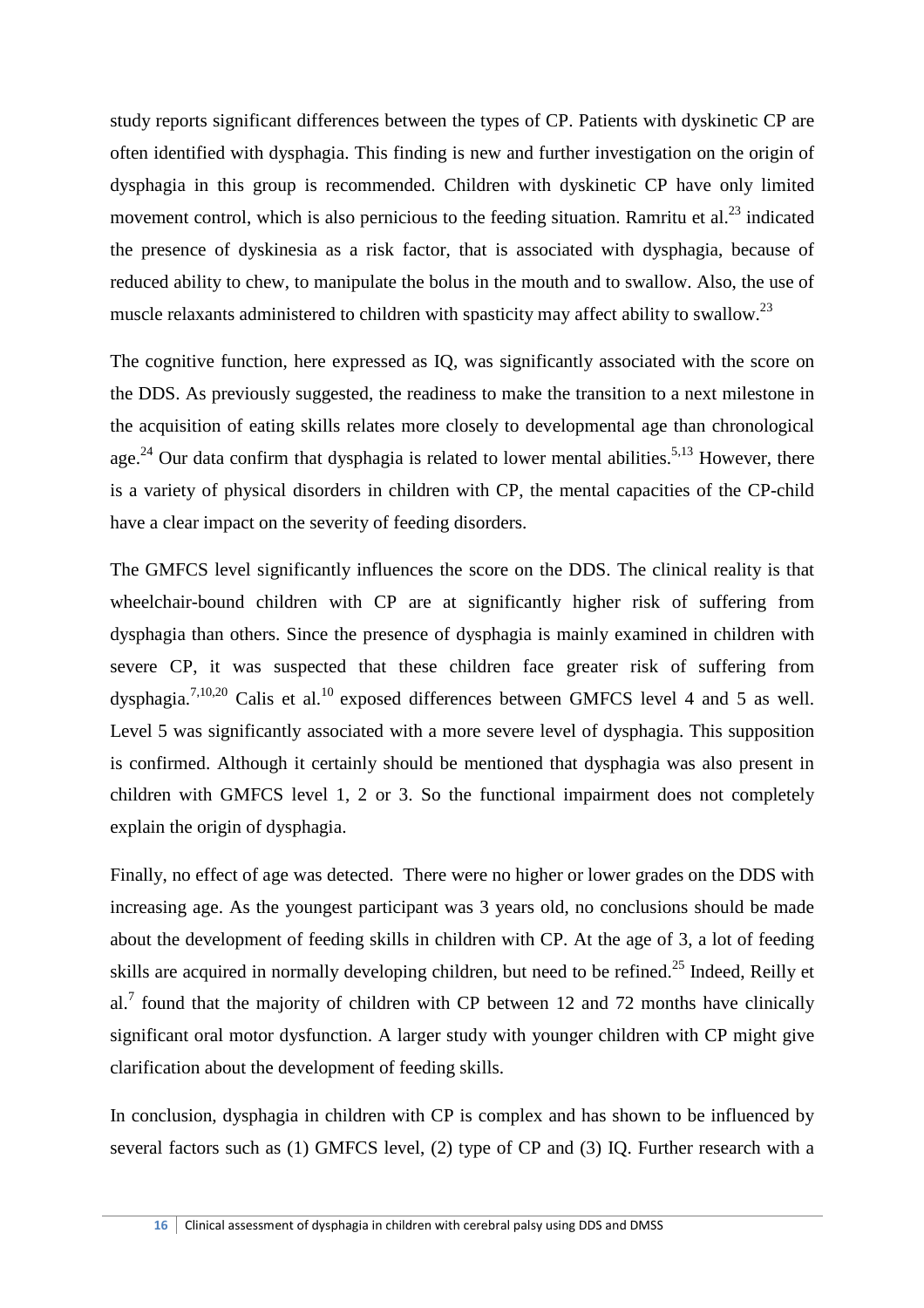study reports significant differences between the types of CP. Patients with dyskinetic CP are often identified with dysphagia. This finding is new and further investigation on the origin of dysphagia in this group is recommended. Children with dyskinetic CP have only limited movement control, which is also pernicious to the feeding situation. Ramritu et al.[23] indicated the presence of dyskinesia as a risk factor, that is associated with dysphagia, because of reduced ability to chew, to manipulate the bolus in the mouth and to swallow. Also, the use of muscle relaxants administered to children with spasticity may affect ability to swallow.[23]

The cognitive function, here expressed as IQ, was significantly associated with the score on the DDS. As previously suggested, the readiness to make the transition to a next milestone in the acquisition of eating skills relates more closely to developmental age than chronological age.[24] Our data confirm that dysphagia is related to lower mental abilities.[5,13] However, there is a variety of physical disorders in children with CP, the mental capacities of the CP-child have a clear impact on the severity of feeding disorders.

The GMFCS level significantly influences the score on the DDS. The clinical reality is that wheelchair-bound children with CP are at significantly higher risk of suffering from dysphagia than others. Since the presence of dysphagia is mainly examined in children with severe CP, it was suspected that these children face greater risk of suffering from dysphagia.[7,10,20] Calis et al.[10] exposed differences between GMFCS level 4 and 5 as well. Level 5 was significantly associated with a more severe level of dysphagia. This supposition is confirmed. Although it certainly should be mentioned that dysphagia was also present in children with GMFCS level 1, 2 or 3. So the functional impairment does not completely explain the origin of dysphagia.

Finally, no effect of age was detected. There were no higher or lower grades on the DDS with increasing age. As the youngest participant was 3 years old, no conclusions should be made about the development of feeding skills in children with CP. At the age of 3, a lot of feeding skills are acquired in normally developing children, but need to be refined.[25] Indeed, Reilly et al.[7] found that the majority of children with CP between 12 and 72 months have clinically significant oral motor dysfunction. A larger study with younger children with CP might give clarification about the development of feeding skills.

In conclusion, dysphagia in children with CP is complex and has shown to be influenced by several factors such as (1) GMFCS level, (2) type of CP and (3) IQ. Further research with a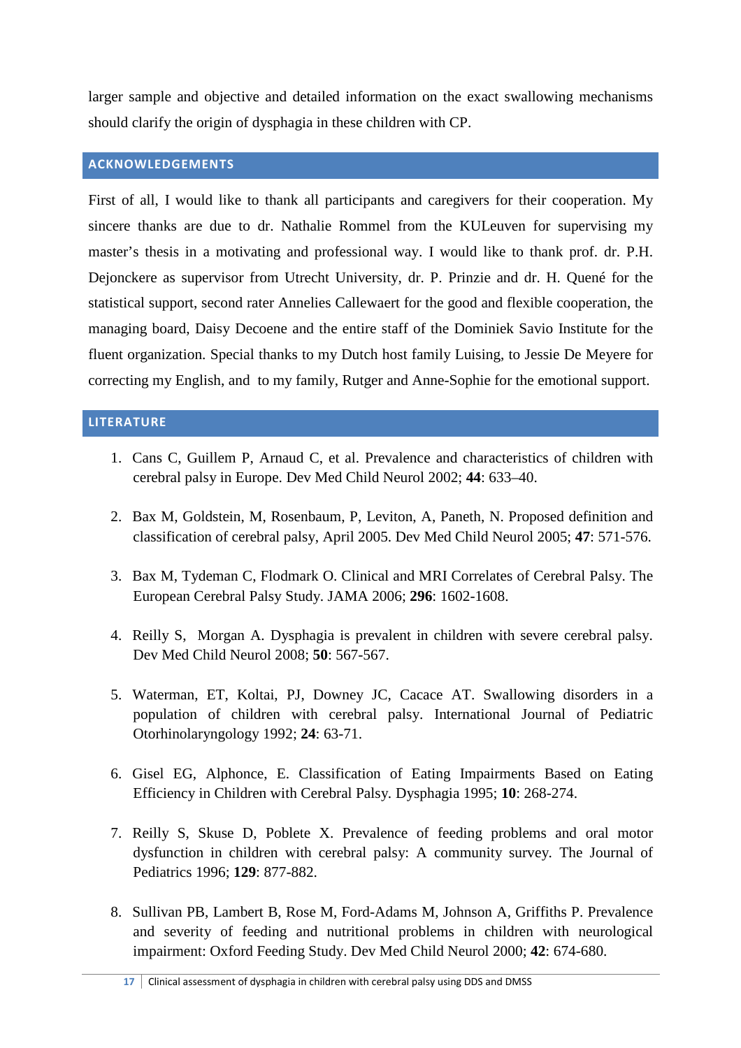larger sample and objective and detailed information on the exact swallowing mechanisms should clarify the origin of dysphagia in these children with CP.

## ACKNOWLEDGEMENTS

First of all, I would like to thank all participants and caregivers for their cooperation. My sincere thanks are due to dr. Nathalie Rommel from the KULeuven for supervising my master's thesis in a motivating and professional way. I would like to thank prof. dr. P.H. Dejonckere as supervisor from Utrecht University, dr. P. Prinzie and dr. H. Quené for the statistical support, second rater Annelies Callewaert for the good and flexible cooperation, the managing board, Daisy Decoene and the entire staff of the Dominiek Savio Institute for the fluent organization. Special thanks to my Dutch host family Luising, to Jessie De Meyere for correcting my English, and to my family, Rutger and Anne-Sophie for the emotional support.

## LITERATURE

1. Cans C, Guillem P, Arnaud C, et al. Prevalence and characteristics of children with cerebral palsy in Europe. Dev Med Child Neurol 2002; **44**: 633–40.

2. Bax M, Goldstein, M, Rosenbaum, P, Leviton, A, Paneth, N. Proposed definition and classification of cerebral palsy, April 2005. Dev Med Child Neurol 2005; **47**: 571-576.

3. Bax M, Tydeman C, Flodmark O. Clinical and MRI Correlates of Cerebral Palsy. The European Cerebral Palsy Study. JAMA 2006; **296**: 1602-1608.

4. Reilly S, Morgan A. Dysphagia is prevalent in children with severe cerebral palsy. Dev Med Child Neurol 2008; **50**: 567-567.

5. Waterman, ET, Koltai, PJ, Downey JC, Cacace AT. Swallowing disorders in a population of children with cerebral palsy. International Journal of Pediatric Otorhinolaryngology 1992; **24**: 63-71.

6. Gisel EG, Alphonce, E. Classification of Eating Impairments Based on Eating Efficiency in Children with Cerebral Palsy. Dysphagia 1995; **10**: 268-274.

7. Reilly S, Skuse D, Poblete X. Prevalence of feeding problems and oral motor dysfunction in children with cerebral palsy: A community survey. The Journal of Pediatrics 1996; **129**: 877-882.

8. Sullivan PB, Lambert B, Rose M, Ford-Adams M, Johnson A, Griffiths P. Prevalence and severity of feeding and nutritional problems in children with neurological impairment: Oxford Feeding Study. Dev Med Child Neurol 2000; **42**: 674-680.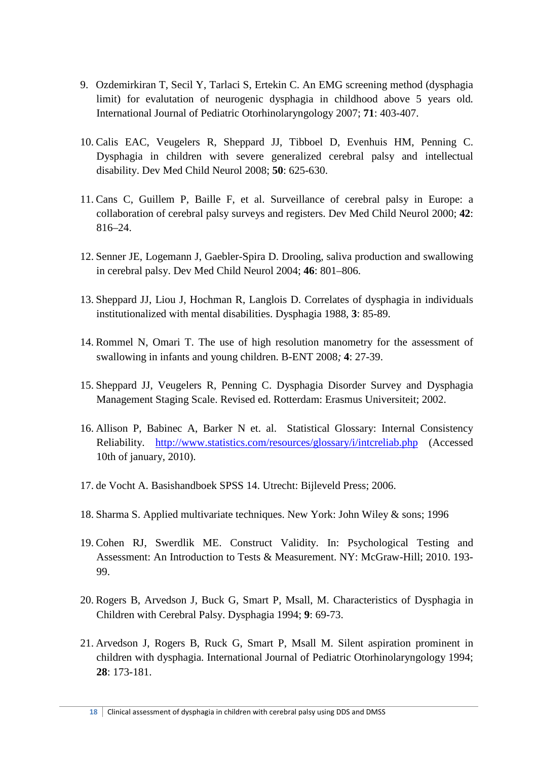9. Ozdemirkiran T, Secil Y, Tarlaci S, Ertekin C. An EMG screening method (dysphagia limit) for evalutation of neurogenic dysphagia in childhood above 5 years old. International Journal of Pediatric Otorhinolaryngology 2007; **71**: 403-407.

10. Calis EAC, Veugelers R, Sheppard JJ, Tibboel D, Evenhuis HM, Penning C. Dysphagia in children with severe generalized cerebral palsy and intellectual disability. Dev Med Child Neurol 2008; **50**: 625-630.

11. Cans C, Guillem P, Baille F, et al. Surveillance of cerebral palsy in Europe: a collaboration of cerebral palsy surveys and registers. Dev Med Child Neurol 2000; **42**: 816–24.

12. Senner JE, Logemann J, Gaebler-Spira D. Drooling, saliva production and swallowing in cerebral palsy. Dev Med Child Neurol 2004; **46**: 801–806.

13. Sheppard JJ, Liou J, Hochman R, Langlois D. Correlates of dysphagia in individuals institutionalized with mental disabilities. Dysphagia 1988, **3**: 85-89.

14. Rommel N, Omari T. The use of high resolution manometry for the assessment of swallowing in infants and young children. B-ENT 2008*;* **4**: 27-39.

15. Sheppard JJ, Veugelers R, Penning C. Dysphagia Disorder Survey and Dysphagia Management Staging Scale. Revised ed. Rotterdam: Erasmus Universiteit; 2002.

16. Allison P, Babinec A, Barker N et. al. Statistical Glossary: Internal Consistency Reliability. [http://www.statistics.com/resources/glossary/i/intcreliab.php](http://www.statistics.com/resources/glossary/i/intcreliab.php) (Accessed 10th of january, 2010).

17. de Vocht A. Basishandboek SPSS 14. Utrecht: Bijleveld Press; 2006.

18. Sharma S. Applied multivariate techniques. New York: John Wiley & sons; 1996

19. Cohen RJ, Swerdlik ME. Construct Validity. In: Psychological Testing and Assessment: An Introduction to Tests & Measurement. NY: McGraw-Hill; 2010. 193-99.

20. Rogers B, Arvedson J, Buck G, Smart P, Msall, M. Characteristics of Dysphagia in Children with Cerebral Palsy. Dysphagia 1994; **9**: 69-73.

21. Arvedson J, Rogers B, Ruck G, Smart P, Msall M. Silent aspiration prominent in children with dysphagia. International Journal of Pediatric Otorhinolaryngology 1994; **28**: 173-181.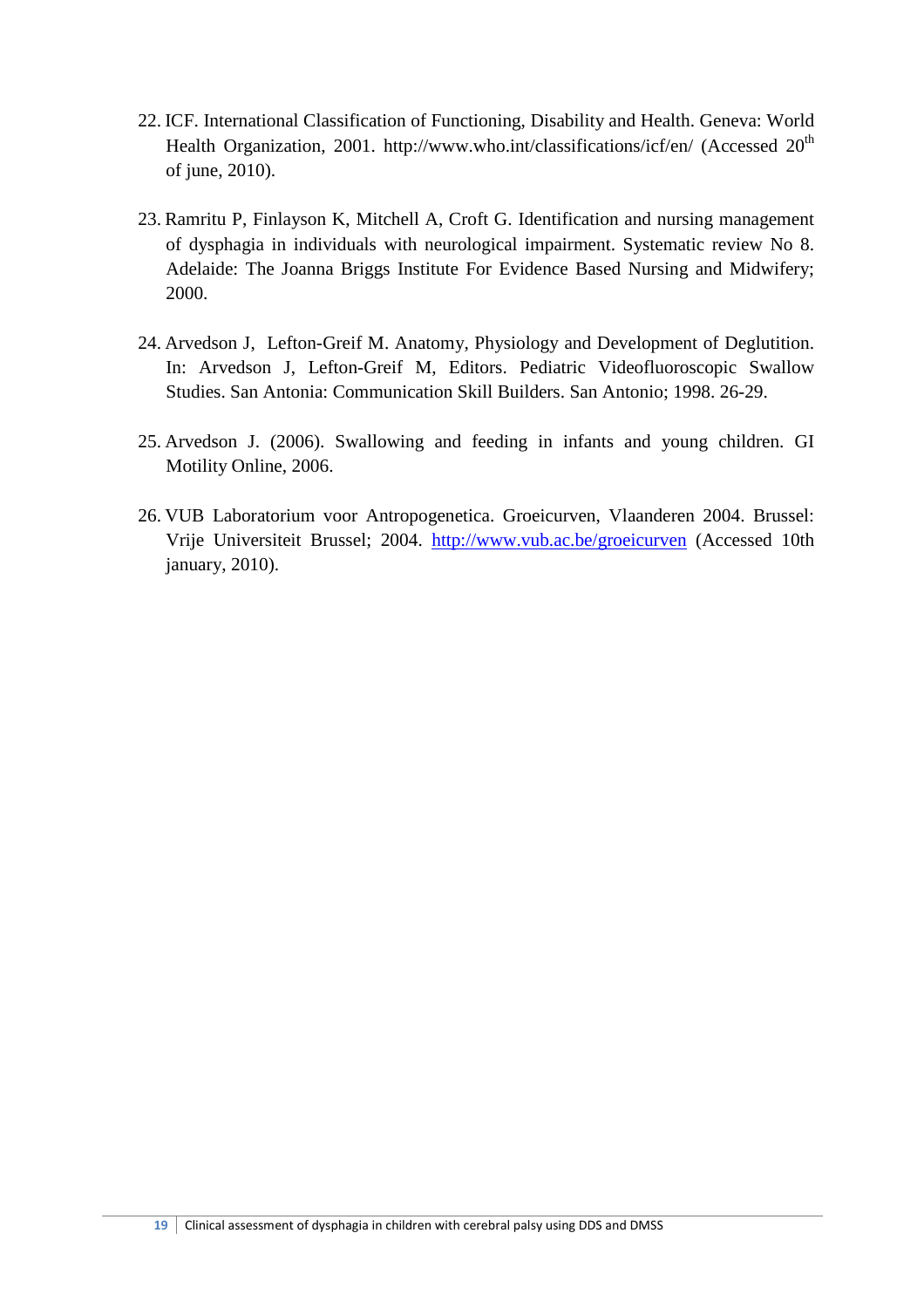22. ICF. International Classification of Functioning, Disability and Health. Geneva: World Health Organization, 2001. http://www.who.int/classifications/icf/en/ (Accessed 20th of june, 2010).

23. Ramritu P, Finlayson K, Mitchell A, Croft G. Identification and nursing management of dysphagia in individuals with neurological impairment. Systematic review No 8. Adelaide: The Joanna Briggs Institute For Evidence Based Nursing and Midwifery; 2000.

24. Arvedson J, Lefton-Greif M. Anatomy, Physiology and Development of Deglutition. In: Arvedson J, Lefton-Greif M, Editors. Pediatric Videofluoroscopic Swallow Studies. San Antonia: Communication Skill Builders. San Antonio; 1998. 26-29.

25. Arvedson J. (2006). Swallowing and feeding in infants and young children. GI Motility Online, 2006.

26. VUB Laboratorium voor Antropogenetica. Groeicurven, Vlaanderen 2004. Brussel: Vrije Universiteit Brussel; 2004. http://www.vub.ac.be/groeicurven (Accessed 10th january, 2010).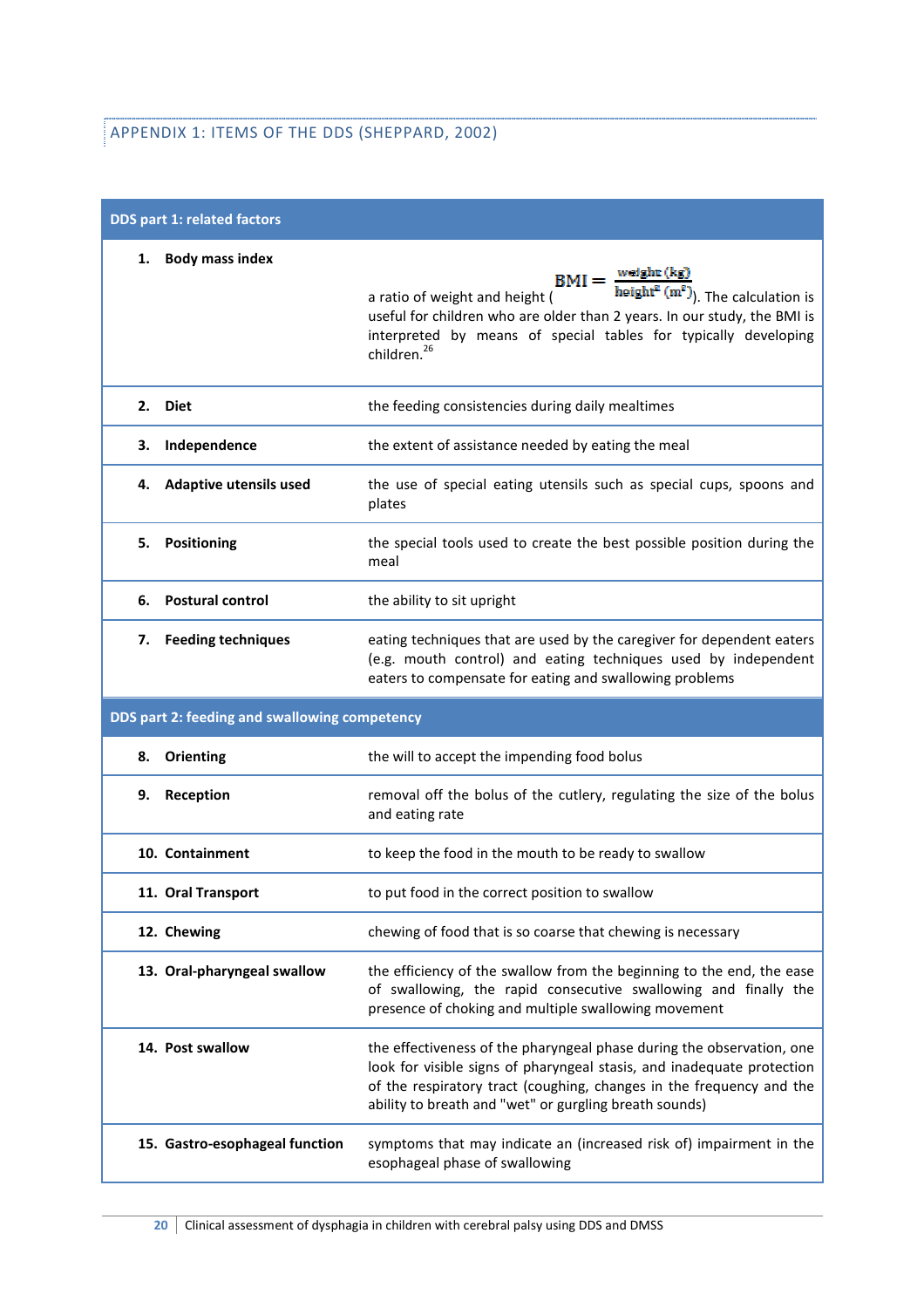## APPENDIX 1: ITEMS OF THE DDS (SHEPPARD, 2002)

| | |
|---|---|
| **DDS part 1: related factors** | |
| **1. Body mass index** | a ratio of weight and height ( $\text{BMI} = \frac{\text{weight (kg)}}{\text{height}^2\ (\text{m}^2)}$ ). The calculation is useful for children who are older than 2 years. In our study, the BMI is interpreted by means of special tables for typically developing children.[26] |
| **2. Diet** | the feeding consistencies during daily mealtimes |
| **3. Independence** | the extent of assistance needed by eating the meal |
| **4. Adaptive utensils used** | the use of special eating utensils such as special cups, spoons and plates |
| **5. Positioning** | the special tools used to create the best possible position during the meal |
| **6. Postural control** | the ability to sit upright |
| **7. Feeding techniques** | eating techniques that are used by the caregiver for dependent eaters (e.g. mouth control) and eating techniques used by independent eaters to compensate for eating and swallowing problems |
| **DDS part 2: feeding and swallowing competency** | |
| **8. Orienting** | the will to accept the impending food bolus |
| **9. Reception** | removal off the bolus of the cutlery, regulating the size of the bolus and eating rate |
| **10. Containment** | to keep the food in the mouth to be ready to swallow |
| **11. Oral Transport** | to put food in the correct position to swallow |
| **12. Chewing** | chewing of food that is so coarse that chewing is necessary |
| **13. Oral-pharyngeal swallow** | the efficiency of the swallow from the beginning to the end, the ease of swallowing, the rapid consecutive swallowing and finally the presence of choking and multiple swallowing movement |
| **14. Post swallow** | the effectiveness of the pharyngeal phase during the observation, one look for visible signs of pharyngeal stasis, and inadequate protection of the respiratory tract (coughing, changes in the frequency and the ability to breath and "wet" or gurgling breath sounds) |
| **15. Gastro-esophageal function** | symptoms that may indicate an (increased risk of) impairment in the esophageal phase of swallowing |